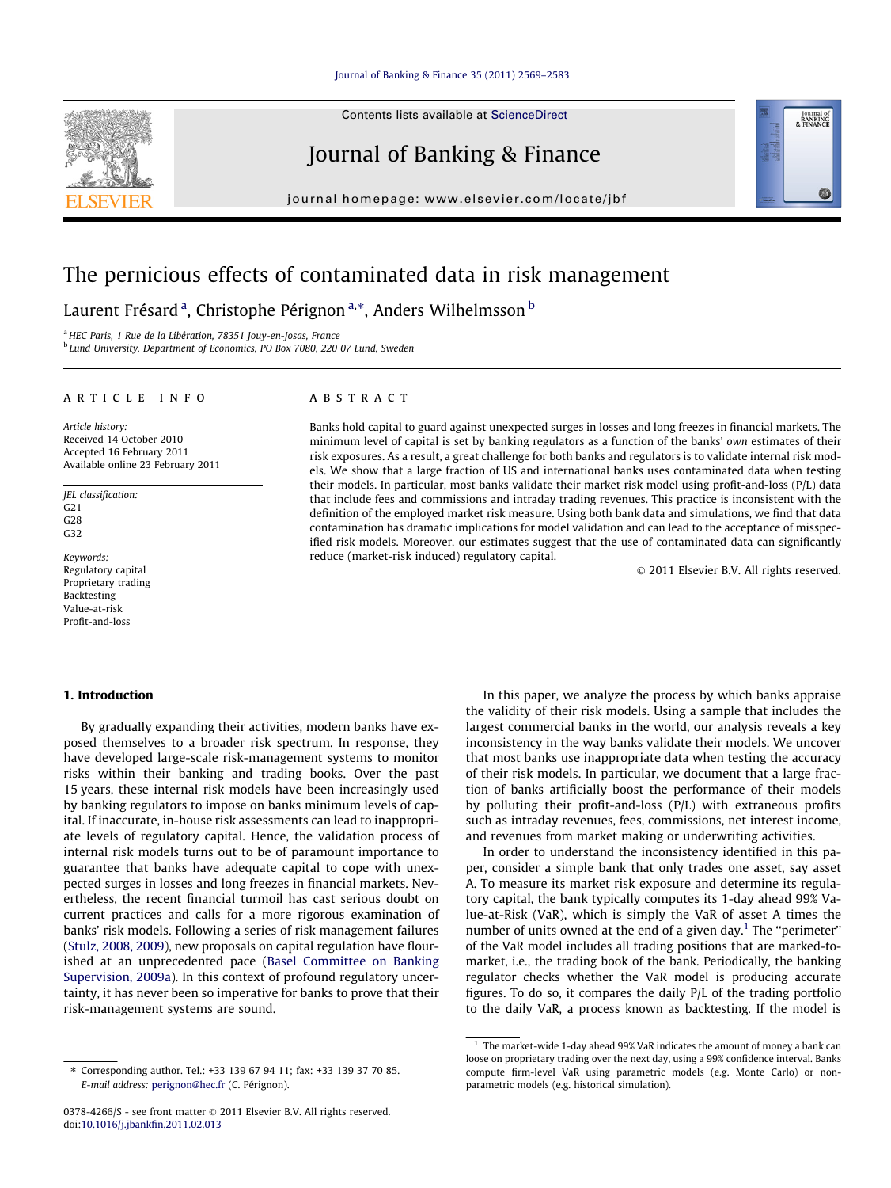Contents lists available at ScienceDirect

Journal of Banking & Finance

journal homepage: www.elsevier.com/locate/jbf

# The pernicious effects of contaminated data in risk management

Laurent Frésard [a], Christophe Pérignon [a,*], Anders Wilhelmsson [b]

[a] HEC Paris, 1 Rue de la Libération, 78351 Jouy-en-Josas, France
[b] Lund University, Department of Economics, PO Box 7080, 220 07 Lund, Sweden

## ARTICLE INFO

*Article history:*
Received 14 October 2010
Accepted 16 February 2011
Available online 23 February 2011

*JEL classification:*
G21
G28
G32

*Keywords:*
Regulatory capital
Proprietary trading
Backtesting
Value-at-risk
Profit-and-loss

## ABSTRACT

Banks hold capital to guard against unexpected surges in losses and long freezes in financial markets. The minimum level of capital is set by banking regulators as a function of the banks' *own* estimates of their risk exposures. As a result, a great challenge for both banks and regulators is to validate internal risk models. We show that a large fraction of US and international banks uses contaminated data when testing their models. In particular, most banks validate their market risk model using profit-and-loss (P/L) data that include fees and commissions and intraday trading revenues. This practice is inconsistent with the definition of the employed market risk measure. Using both bank data and simulations, we find that data contamination has dramatic implications for model validation and can lead to the acceptance of misspecified risk models. Moreover, our estimates suggest that the use of contaminated data can significantly reduce (market-risk induced) regulatory capital.

© 2011 Elsevier B.V. All rights reserved.

## 1. Introduction

By gradually expanding their activities, modern banks have exposed themselves to a broader risk spectrum. In response, they have developed large-scale risk-management systems to monitor risks within their banking and trading books. Over the past 15 years, these internal risk models have been increasingly used by banking regulators to impose on banks minimum levels of capital. If inaccurate, in-house risk assessments can lead to inappropriate levels of regulatory capital. Hence, the validation process of internal risk models turns out to be of paramount importance to guarantee that banks have adequate capital to cope with unexpected surges in losses and long freezes in financial markets. Nevertheless, the recent financial turmoil has cast serious doubt on current practices and calls for a more rigorous examination of banks' risk models. Following a series of risk management failures (Stulz, 2008, 2009), new proposals on capital regulation have flourished at an unprecedented pace (Basel Committee on Banking Supervision, 2009a). In this context of profound regulatory uncertainty, it has never been so imperative for banks to prove that their risk-management systems are sound.

In this paper, we analyze the process by which banks appraise the validity of their risk models. Using a sample that includes the largest commercial banks in the world, our analysis reveals a key inconsistency in the way banks validate their models. We uncover that most banks use inappropriate data when testing the accuracy of their risk models. In particular, we document that a large fraction of banks artificially boost the performance of their models by polluting their profit-and-loss (P/L) with extraneous profits such as intraday revenues, fees, commissions, net interest income, and revenues from market making or underwriting activities.

In order to understand the inconsistency identified in this paper, consider a simple bank that only trades one asset, say asset A. To measure its market risk exposure and determine its regulatory capital, the bank typically computes its 1-day ahead 99% Value-at-Risk (VaR), which is simply the VaR of asset A times the number of units owned at the end of a given day.[1] The "perimeter" of the VaR model includes all trading positions that are marked-to-market, i.e., the trading book of the bank. Periodically, the banking regulator checks whether the VaR model is producing accurate figures. To do so, it compares the daily P/L of the trading portfolio to the daily VaR, a process known as backtesting. If the model is

[1] The market-wide 1-day ahead 99% VaR indicates the amount of money a bank can loose on proprietary trading over the next day, using a 99% confidence interval. Banks compute firm-level VaR using parametric models (e.g. Monte Carlo) or non-parametric models (e.g. historical simulation).

* Corresponding author. Tel.: +33 139 67 94 11; fax: +33 139 37 70 85.
E-mail address: perignon@hec.fr (C. Pérignon).

0378-4266/$ - see front matter © 2011 Elsevier B.V. All rights reserved.
doi:10.1016/j.jbankfin.2011.02.013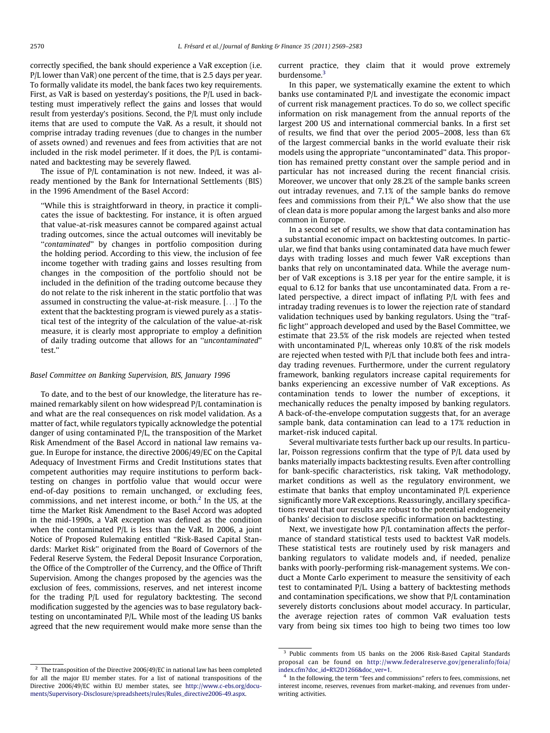correctly specified, the bank should experience a VaR exception (i.e. P/L lower than VaR) one percent of the time, that is 2.5 days per year. To formally validate its model, the bank faces two key requirements. First, as VaR is based on yesterday's positions, the P/L used in backtesting must imperatively reflect the gains and losses that would result from yesterday's positions. Second, the P/L must only include items that are used to compute the VaR. As a result, it should not comprise intraday trading revenues (due to changes in the number of assets owned) and revenues and fees from activities that are not included in the risk model perimeter. If it does, the P/L is contaminated and backtesting may be severely flawed.

The issue of P/L contamination is not new. Indeed, it was already mentioned by the Bank for International Settlements (BIS) in the 1996 Amendment of the Basel Accord:

> "While this is straightforward in theory, in practice it complicates the issue of backtesting. For instance, it is often argued that value-at-risk measures cannot be compared against actual trading outcomes, since the actual outcomes will inevitably be "*contaminated*" by changes in portfolio composition during the holding period. According to this view, the inclusion of fee income together with trading gains and losses resulting from changes in the composition of the portfolio should not be included in the definition of the trading outcome because they do not relate to the risk inherent in the static portfolio that was assumed in constructing the value-at-risk measure. [...] To the extent that the backtesting program is viewed purely as a statistical test of the integrity of the calculation of the value-at-risk measure, it is clearly most appropriate to employ a definition of daily trading outcome that allows for an "*uncontaminated*" test."

*Basel Committee on Banking Supervision, BIS, January 1996*

To date, and to the best of our knowledge, the literature has remained remarkably silent on how widespread P/L contamination is and what are the real consequences on risk model validation. As a matter of fact, while regulators typically acknowledge the potential danger of using contaminated P/L, the transposition of the Market Risk Amendment of the Basel Accord in national law remains vague. In Europe for instance, the directive 2006/49/EC on the Capital Adequacy of Investment Firms and Credit Institutions states that competent authorities may require institutions to perform backtesting on changes in portfolio value that would occur were end-of-day positions to remain unchanged, or excluding fees, commissions, and net interest income, or both.[2] In the US, at the time the Market Risk Amendment to the Basel Accord was adopted in the mid-1990s, a VaR exception was defined as the condition when the contaminated P/L is less than the VaR. In 2006, a joint Notice of Proposed Rulemaking entitled "Risk-Based Capital Standards: Market Risk" originated from the Board of Governors of the Federal Reserve System, the Federal Deposit Insurance Corporation, the Office of the Comptroller of the Currency, and the Office of Thrift Supervision. Among the changes proposed by the agencies was the exclusion of fees, commissions, reserves, and net interest income for the trading P/L used for regulatory backtesting. The second modification suggested by the agencies was to base regulatory backtesting on uncontaminated P/L. While most of the leading US banks agreed that the new requirement would make more sense than the current practice, they claim that it would prove extremely burdensome.[3]

In this paper, we systematically examine the extent to which banks use contaminated P/L and investigate the economic impact of current risk management practices. To do so, we collect specific information on risk management from the annual reports of the largest 200 US and international commercial banks. In a first set of results, we find that over the period 2005–2008, less than 6% of the largest commercial banks in the world evaluate their risk models using the appropriate "uncontaminated" data. This proportion has remained pretty constant over the sample period and in particular has not increased during the recent financial crisis. Moreover, we uncover that only 28.2% of the sample banks screen out intraday revenues, and 7.1% of the sample banks do remove fees and commissions from their P/L.[4] We also show that the use of clean data is more popular among the largest banks and also more common in Europe.

In a second set of results, we show that data contamination has a substantial economic impact on backtesting outcomes. In particular, we find that banks using contaminated data have much fewer days with trading losses and much fewer VaR exceptions than banks that rely on uncontaminated data. While the average number of VaR exceptions is 3.18 per year for the entire sample, it is equal to 6.12 for banks that use uncontaminated data. From a related perspective, a direct impact of inflating P/L with fees and intraday trading revenues is to lower the rejection rate of standard validation techniques used by banking regulators. Using the "traffic light" approach developed and used by the Basel Committee, we estimate that 23.5% of the risk models are rejected when tested with uncontaminated P/L, whereas only 10.8% of the risk models are rejected when tested with P/L that include both fees and intraday trading revenues. Furthermore, under the current regulatory framework, banking regulators increase capital requirements for banks experiencing an excessive number of VaR exceptions. As contamination tends to lower the number of exceptions, it mechanically reduces the penalty imposed by banking regulators. A back-of-the-envelope computation suggests that, for an average sample bank, data contamination can lead to a 17% reduction in market-risk induced capital.

Several multivariate tests further back up our results. In particular, Poisson regressions confirm that the type of P/L data used by banks materially impacts backtesting results. Even after controlling for bank-specific characteristics, risk taking, VaR methodology, market conditions as well as the regulatory environment, we estimate that banks that employ uncontaminated P/L experience significantly more VaR exceptions. Reassuringly, ancillary specifications reveal that our results are robust to the potential endogeneity of banks' decision to disclose specific information on backtesting.

Next, we investigate how P/L contamination affects the performance of standard statistical tests used to backtest VaR models. These statistical tests are routinely used by risk managers and banking regulators to validate models and, if needed, penalize banks with poorly-performing risk-management systems. We conduct a Monte Carlo experiment to measure the sensitivity of each test to contaminated P/L. Using a battery of backtesting methods and contamination specifications, we show that P/L contamination severely distorts conclusions about model accuracy. In particular, the average rejection rates of common VaR evaluation tests vary from being six times too high to being two times too low

---

[2] The transposition of the Directive 2006/49/EC in national law has been completed for all the major EU member states. For a list of national transpositions of the Directive 2006/49/EC within EU member states, see http://www.c-ebs.org/documents/Supervisory-Disclosure/spreadsheets/rules/Rules_directive2006-49.aspx.

[3] Public comments from US banks on the 2006 Risk-Based Capital Standards proposal can be found on http://www.federalreserve.gov/generalinfo/foia/index.cfm?doc_id=R%2D1266&doc_ver=1.

[4] In the following, the term "fees and commissions" refers to fees, commissions, net interest income, reserves, revenues from market-making, and revenues from underwriting activities.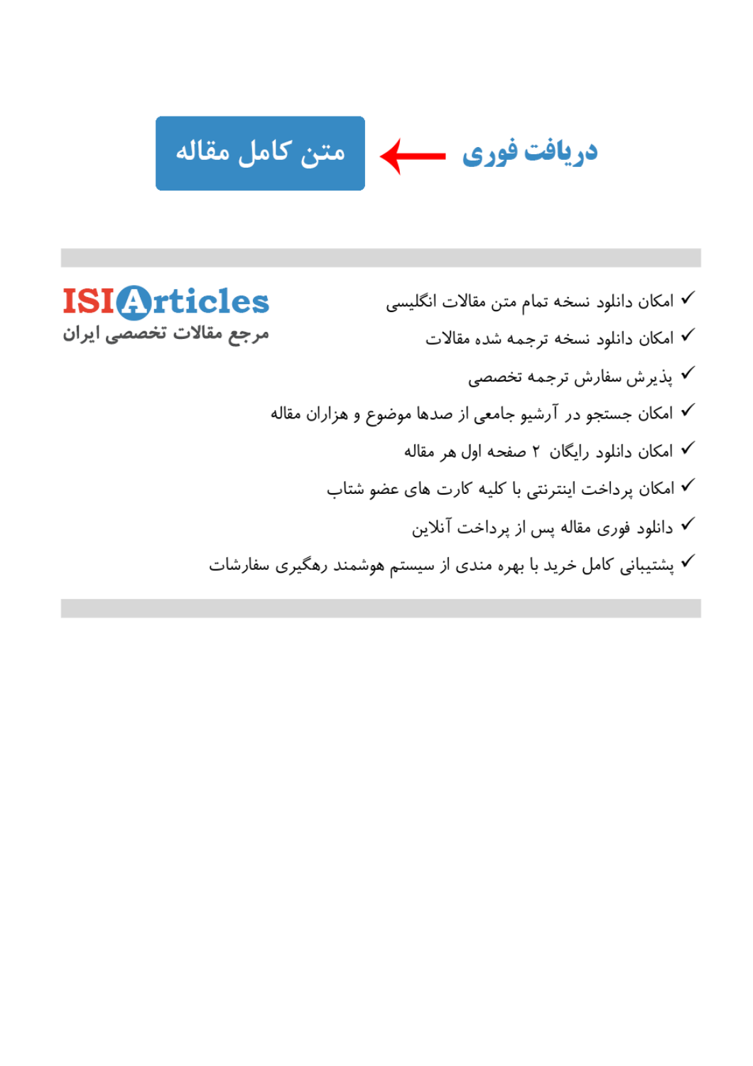دریافت فوری ← متن کامل مقاله

**ISIArticles**
مرجع مقالات تخصصی ایران

- ✓ امکان دانلود نسخه تمام متن مقالات انگلیسی
- ✓ امکان دانلود نسخه ترجمه شده مقالات
- ✓ پذیرش سفارش ترجمه تخصصی
- ✓ امکان جستجو در آرشیو جامعی از صدها موضوع و هزاران مقاله
- ✓ امکان دانلود رایگان ۲ صفحه اول هر مقاله
- ✓ امکان پرداخت اینترنتی با کلیه کارت های عضو شتاب
- ✓ دانلود فوری مقاله پس از پرداخت آنلاین
- ✓ پشتیبانی کامل خرید با بهره مندی از سیستم هوشمند رهگیری سفارشات